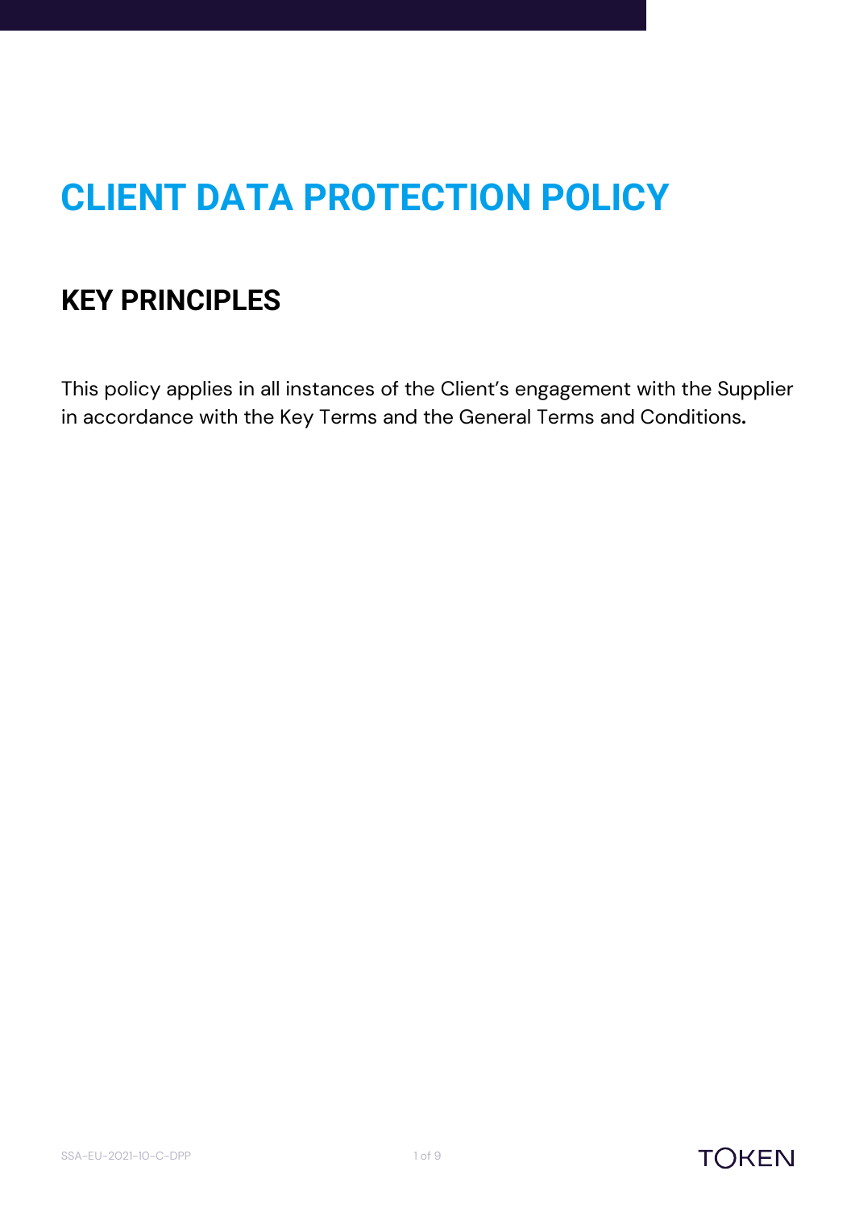# CLIENT DATA PROTECTION POLICY

## KEY PRINCIPLES

This policy applies in all instances of the Client's engagement with the Supplier in accordance with the Key Terms and the General Terms and Conditions.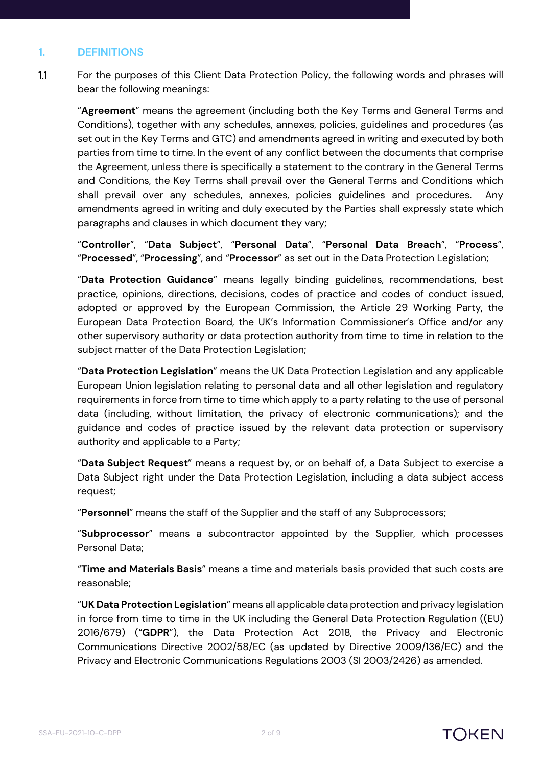## 1. DEFINITIONS

1.1 For the purposes of this Client Data Protection Policy, the following words and phrases will bear the following meanings:

"**Agreement**" means the agreement (including both the Key Terms and General Terms and Conditions), together with any schedules, annexes, policies, guidelines and procedures (as set out in the Key Terms and GTC) and amendments agreed in writing and executed by both parties from time to time. In the event of any conflict between the documents that comprise the Agreement, unless there is specifically a statement to the contrary in the General Terms and Conditions, the Key Terms shall prevail over the General Terms and Conditions which shall prevail over any schedules, annexes, policies guidelines and procedures. Any amendments agreed in writing and duly executed by the Parties shall expressly state which paragraphs and clauses in which document they vary;

"**Controller**", "**Data Subject**", "**Personal Data**", "**Personal Data Breach**", "**Process**", "**Processed**", "**Processing**", and "**Processor**" as set out in the Data Protection Legislation;

"**Data Protection Guidance**" means legally binding guidelines, recommendations, best practice, opinions, directions, decisions, codes of practice and codes of conduct issued, adopted or approved by the European Commission, the Article 29 Working Party, the European Data Protection Board, the UK's Information Commissioner's Office and/or any other supervisory authority or data protection authority from time to time in relation to the subject matter of the Data Protection Legislation;

"**Data Protection Legislation**" means the UK Data Protection Legislation and any applicable European Union legislation relating to personal data and all other legislation and regulatory requirements in force from time to time which apply to a party relating to the use of personal data (including, without limitation, the privacy of electronic communications); and the guidance and codes of practice issued by the relevant data protection or supervisory authority and applicable to a Party;

"**Data Subject Request**" means a request by, or on behalf of, a Data Subject to exercise a Data Subject right under the Data Protection Legislation, including a data subject access request;

"**Personnel**" means the staff of the Supplier and the staff of any Subprocessors;

"**Subprocessor**" means a subcontractor appointed by the Supplier, which processes Personal Data;

"**Time and Materials Basis**" means a time and materials basis provided that such costs are reasonable;

"**UK Data Protection Legislation**" means all applicable data protection and privacy legislation in force from time to time in the UK including the General Data Protection Regulation ((EU) 2016/679) ("**GDPR**"), the Data Protection Act 2018, the Privacy and Electronic Communications Directive 2002/58/EC (as updated by Directive 2009/136/EC) and the Privacy and Electronic Communications Regulations 2003 (SI 2003/2426) as amended.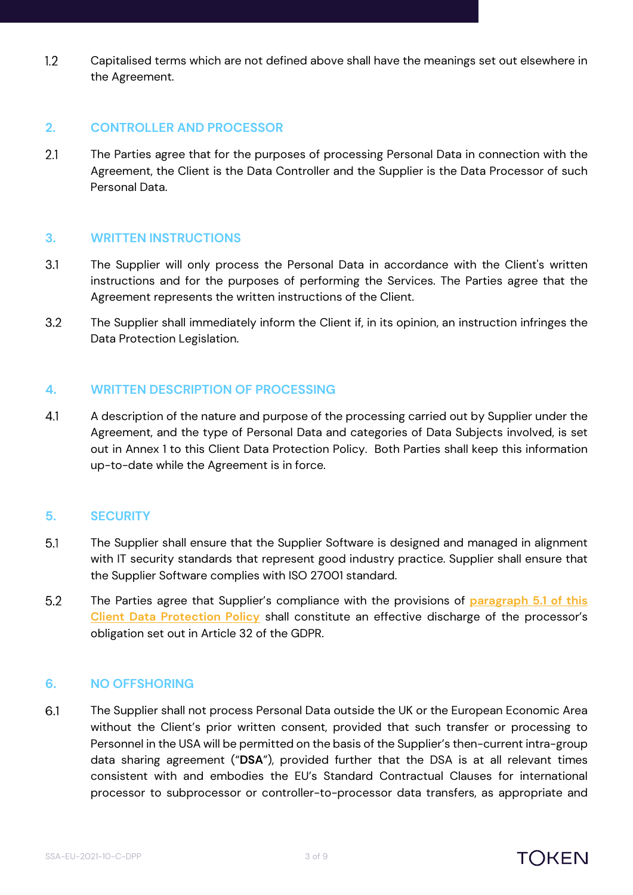1.2 Capitalised terms which are not defined above shall have the meanings set out elsewhere in the Agreement.

## 2. CONTROLLER AND PROCESSOR

2.1 The Parties agree that for the purposes of processing Personal Data in connection with the Agreement, the Client is the Data Controller and the Supplier is the Data Processor of such Personal Data.

## 3. WRITTEN INSTRUCTIONS

3.1 The Supplier will only process the Personal Data in accordance with the Client's written instructions and for the purposes of performing the Services. The Parties agree that the Agreement represents the written instructions of the Client.

3.2 The Supplier shall immediately inform the Client if, in its opinion, an instruction infringes the Data Protection Legislation.

## 4. WRITTEN DESCRIPTION OF PROCESSING

4.1 A description of the nature and purpose of the processing carried out by Supplier under the Agreement, and the type of Personal Data and categories of Data Subjects involved, is set out in Annex 1 to this Client Data Protection Policy. Both Parties shall keep this information up-to-date while the Agreement is in force.

## 5. SECURITY

5.1 The Supplier shall ensure that the Supplier Software is designed and managed in alignment with IT security standards that represent good industry practice. Supplier shall ensure that the Supplier Software complies with ISO 27001 standard.

5.2 The Parties agree that Supplier's compliance with the provisions of paragraph 5.1 of this Client Data Protection Policy shall constitute an effective discharge of the processor's obligation set out in Article 32 of the GDPR.

## 6. NO OFFSHORING

6.1 The Supplier shall not process Personal Data outside the UK or the European Economic Area without the Client's prior written consent, provided that such transfer or processing to Personnel in the USA will be permitted on the basis of the Supplier's then-current intra-group data sharing agreement ("**DSA**"), provided further that the DSA is at all relevant times consistent with and embodies the EU's Standard Contractual Clauses for international processor to subprocessor or controller-to-processor data transfers, as appropriate and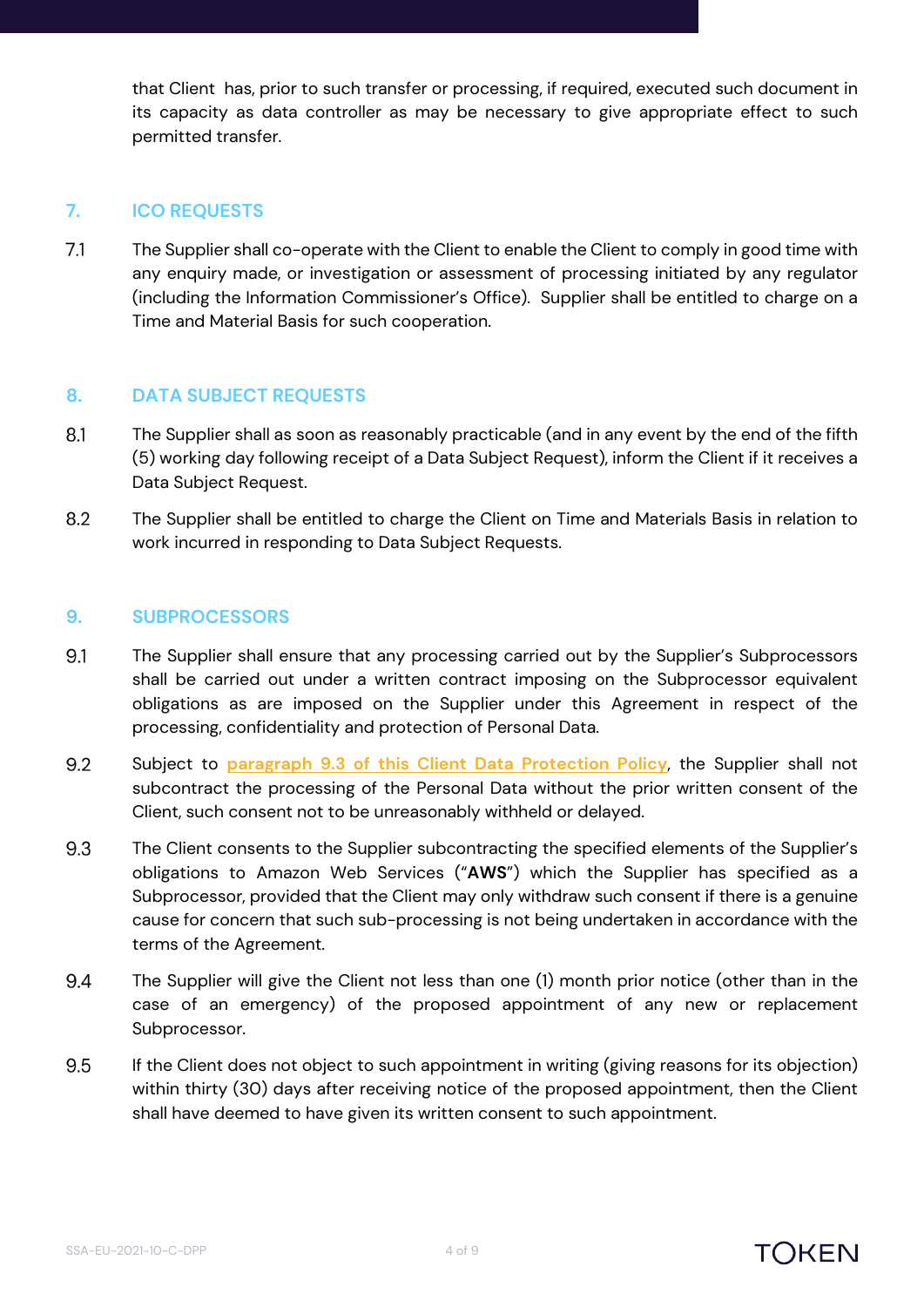that Client has, prior to such transfer or processing, if required, executed such document in its capacity as data controller as may be necessary to give appropriate effect to such permitted transfer.

## 7. ICO REQUESTS

7.1 The Supplier shall co-operate with the Client to enable the Client to comply in good time with any enquiry made, or investigation or assessment of processing initiated by any regulator (including the Information Commissioner's Office). Supplier shall be entitled to charge on a Time and Material Basis for such cooperation.

## 8. DATA SUBJECT REQUESTS

8.1 The Supplier shall as soon as reasonably practicable (and in any event by the end of the fifth (5) working day following receipt of a Data Subject Request), inform the Client if it receives a Data Subject Request.

8.2 The Supplier shall be entitled to charge the Client on Time and Materials Basis in relation to work incurred in responding to Data Subject Requests.

## 9. SUBPROCESSORS

9.1 The Supplier shall ensure that any processing carried out by the Supplier's Subprocessors shall be carried out under a written contract imposing on the Subprocessor equivalent obligations as are imposed on the Supplier under this Agreement in respect of the processing, confidentiality and protection of Personal Data.

9.2 Subject to paragraph 9.3 of this Client Data Protection Policy, the Supplier shall not subcontract the processing of the Personal Data without the prior written consent of the Client, such consent not to be unreasonably withheld or delayed.

9.3 The Client consents to the Supplier subcontracting the specified elements of the Supplier's obligations to Amazon Web Services ("**AWS**") which the Supplier has specified as a Subprocessor, provided that the Client may only withdraw such consent if there is a genuine cause for concern that such sub-processing is not being undertaken in accordance with the terms of the Agreement.

9.4 The Supplier will give the Client not less than one (1) month prior notice (other than in the case of an emergency) of the proposed appointment of any new or replacement Subprocessor.

9.5 If the Client does not object to such appointment in writing (giving reasons for its objection) within thirty (30) days after receiving notice of the proposed appointment, then the Client shall have deemed to have given its written consent to such appointment.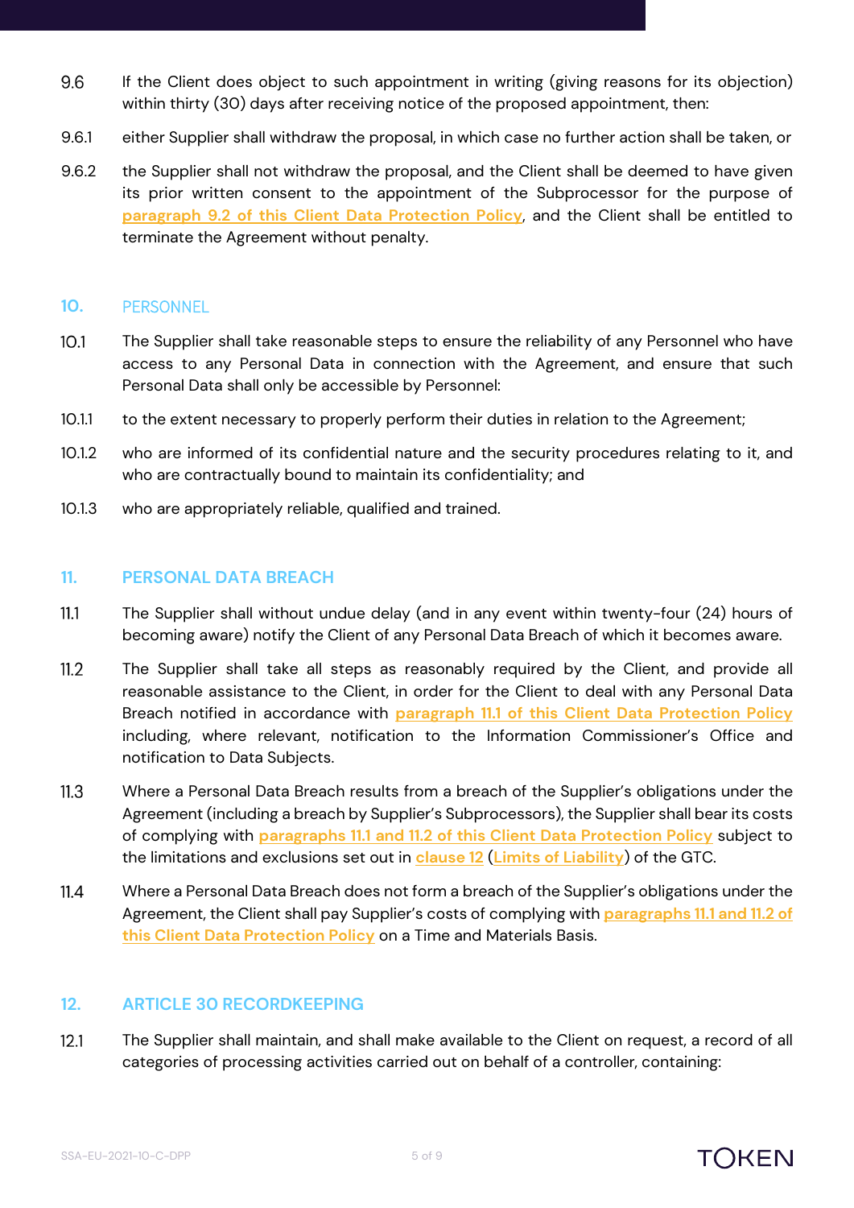9.6 If the Client does object to such appointment in writing (giving reasons for its objection) within thirty (30) days after receiving notice of the proposed appointment, then:

9.6.1 either Supplier shall withdraw the proposal, in which case no further action shall be taken, or

9.6.2 the Supplier shall not withdraw the proposal, and the Client shall be deemed to have given its prior written consent to the appointment of the Subprocessor for the purpose of paragraph 9.2 of this Client Data Protection Policy, and the Client shall be entitled to terminate the Agreement without penalty.

## 10. PERSONNEL

10.1 The Supplier shall take reasonable steps to ensure the reliability of any Personnel who have access to any Personal Data in connection with the Agreement, and ensure that such Personal Data shall only be accessible by Personnel:

10.1.1 to the extent necessary to properly perform their duties in relation to the Agreement;

10.1.2 who are informed of its confidential nature and the security procedures relating to it, and who are contractually bound to maintain its confidentiality; and

10.1.3 who are appropriately reliable, qualified and trained.

## 11. PERSONAL DATA BREACH

11.1 The Supplier shall without undue delay (and in any event within twenty-four (24) hours of becoming aware) notify the Client of any Personal Data Breach of which it becomes aware.

11.2 The Supplier shall take all steps as reasonably required by the Client, and provide all reasonable assistance to the Client, in order for the Client to deal with any Personal Data Breach notified in accordance with paragraph 11.1 of this Client Data Protection Policy including, where relevant, notification to the Information Commissioner's Office and notification to Data Subjects.

11.3 Where a Personal Data Breach results from a breach of the Supplier's obligations under the Agreement (including a breach by Supplier's Subprocessors), the Supplier shall bear its costs of complying with paragraphs 11.1 and 11.2 of this Client Data Protection Policy subject to the limitations and exclusions set out in clause 12 (Limits of Liability) of the GTC.

11.4 Where a Personal Data Breach does not form a breach of the Supplier's obligations under the Agreement, the Client shall pay Supplier's costs of complying with paragraphs 11.1 and 11.2 of this Client Data Protection Policy on a Time and Materials Basis.

## 12. ARTICLE 30 RECORDKEEPING

12.1 The Supplier shall maintain, and shall make available to the Client on request, a record of all categories of processing activities carried out on behalf of a controller, containing: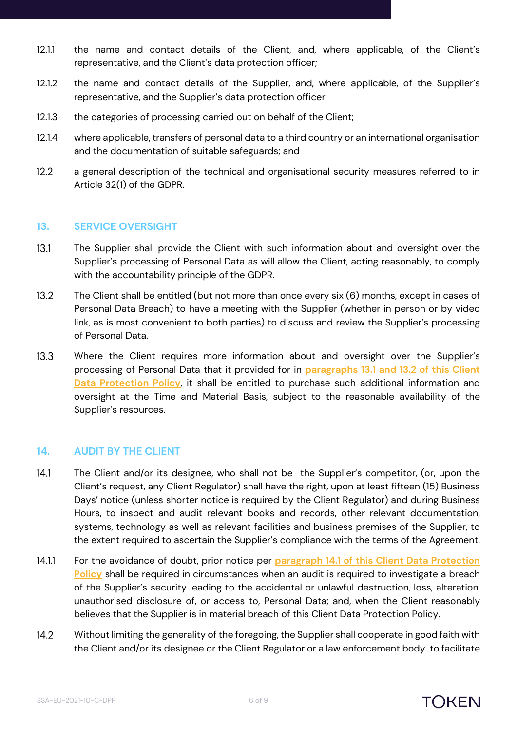12.1.1 the name and contact details of the Client, and, where applicable, of the Client's representative, and the Client's data protection officer;

12.1.2 the name and contact details of the Supplier, and, where applicable, of the Supplier's representative, and the Supplier's data protection officer

12.1.3 the categories of processing carried out on behalf of the Client;

12.1.4 where applicable, transfers of personal data to a third country or an international organisation and the documentation of suitable safeguards; and

12.2 a general description of the technical and organisational security measures referred to in Article 32(1) of the GDPR.

## 13. SERVICE OVERSIGHT

13.1 The Supplier shall provide the Client with such information about and oversight over the Supplier's processing of Personal Data as will allow the Client, acting reasonably, to comply with the accountability principle of the GDPR.

13.2 The Client shall be entitled (but not more than once every six (6) months, except in cases of Personal Data Breach) to have a meeting with the Supplier (whether in person or by video link, as is most convenient to both parties) to discuss and review the Supplier's processing of Personal Data.

13.3 Where the Client requires more information about and oversight over the Supplier's processing of Personal Data that it provided for in **paragraphs 13.1 and 13.2 of this Client Data Protection Policy**, it shall be entitled to purchase such additional information and oversight at the Time and Material Basis, subject to the reasonable availability of the Supplier's resources.

## 14. AUDIT BY THE CLIENT

14.1 The Client and/or its designee, who shall not be the Supplier's competitor, (or, upon the Client's request, any Client Regulator) shall have the right, upon at least fifteen (15) Business Days' notice (unless shorter notice is required by the Client Regulator) and during Business Hours, to inspect and audit relevant books and records, other relevant documentation, systems, technology as well as relevant facilities and business premises of the Supplier, to the extent required to ascertain the Supplier's compliance with the terms of the Agreement.

14.1.1 For the avoidance of doubt, prior notice per **paragraph 14.1 of this Client Data Protection Policy** shall be required in circumstances when an audit is required to investigate a breach of the Supplier's security leading to the accidental or unlawful destruction, loss, alteration, unauthorised disclosure of, or access to, Personal Data; and, when the Client reasonably believes that the Supplier is in material breach of this Client Data Protection Policy.

14.2 Without limiting the generality of the foregoing, the Supplier shall cooperate in good faith with the Client and/or its designee or the Client Regulator or a law enforcement body to facilitate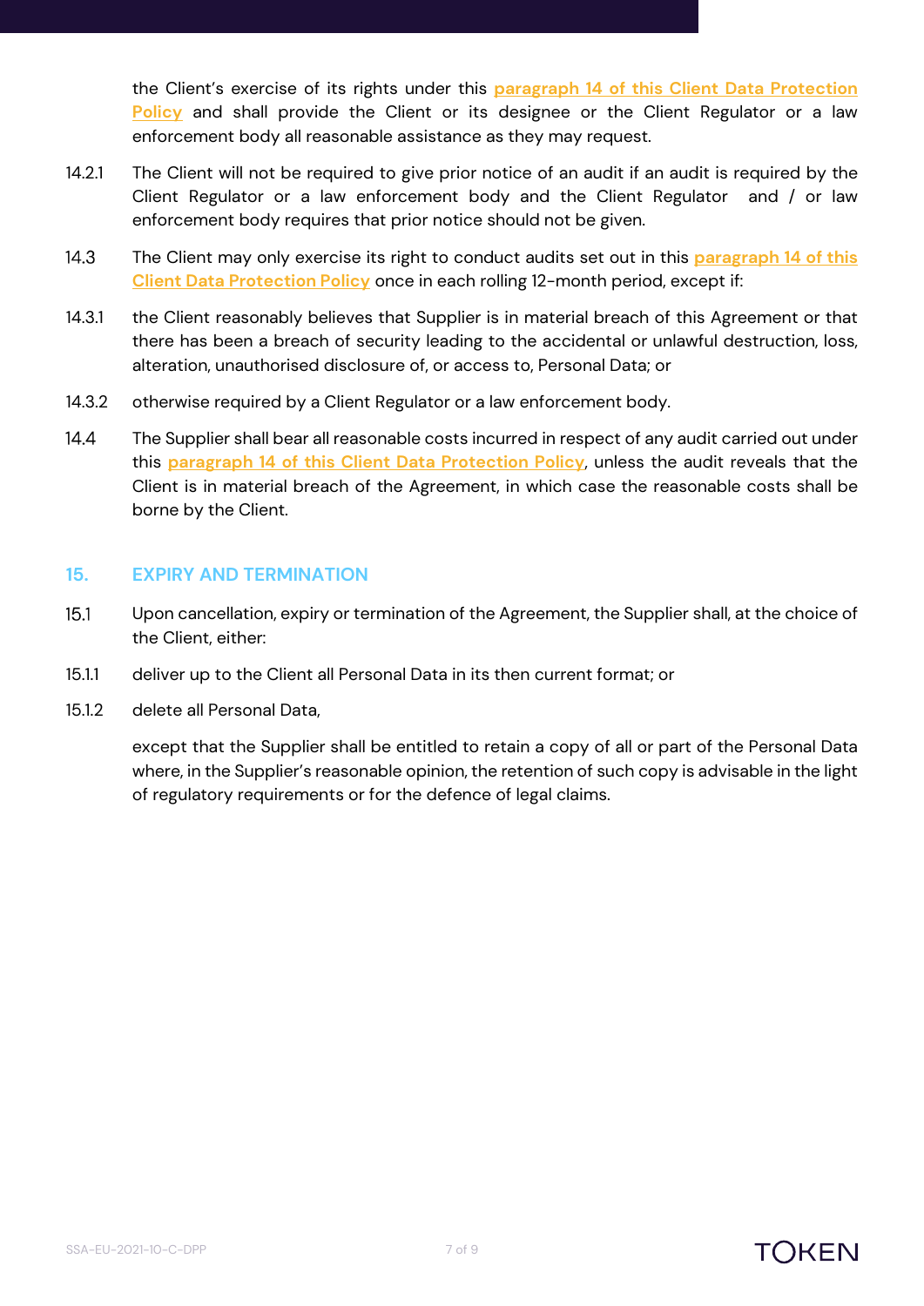the Client's exercise of its rights under this paragraph 14 of this Client Data Protection Policy and shall provide the Client or its designee or the Client Regulator or a law enforcement body all reasonable assistance as they may request.

14.2.1 The Client will not be required to give prior notice of an audit if an audit is required by the Client Regulator or a law enforcement body and the Client Regulator and / or law enforcement body requires that prior notice should not be given.

14.3 The Client may only exercise its right to conduct audits set out in this paragraph 14 of this Client Data Protection Policy once in each rolling 12-month period, except if:

14.3.1 the Client reasonably believes that Supplier is in material breach of this Agreement or that there has been a breach of security leading to the accidental or unlawful destruction, loss, alteration, unauthorised disclosure of, or access to, Personal Data; or

14.3.2 otherwise required by a Client Regulator or a law enforcement body.

14.4 The Supplier shall bear all reasonable costs incurred in respect of any audit carried out under this paragraph 14 of this Client Data Protection Policy, unless the audit reveals that the Client is in material breach of the Agreement, in which case the reasonable costs shall be borne by the Client.

## 15. EXPIRY AND TERMINATION

15.1 Upon cancellation, expiry or termination of the Agreement, the Supplier shall, at the choice of the Client, either:

15.1.1 deliver up to the Client all Personal Data in its then current format; or

15.1.2 delete all Personal Data,

except that the Supplier shall be entitled to retain a copy of all or part of the Personal Data where, in the Supplier's reasonable opinion, the retention of such copy is advisable in the light of regulatory requirements or for the defence of legal claims.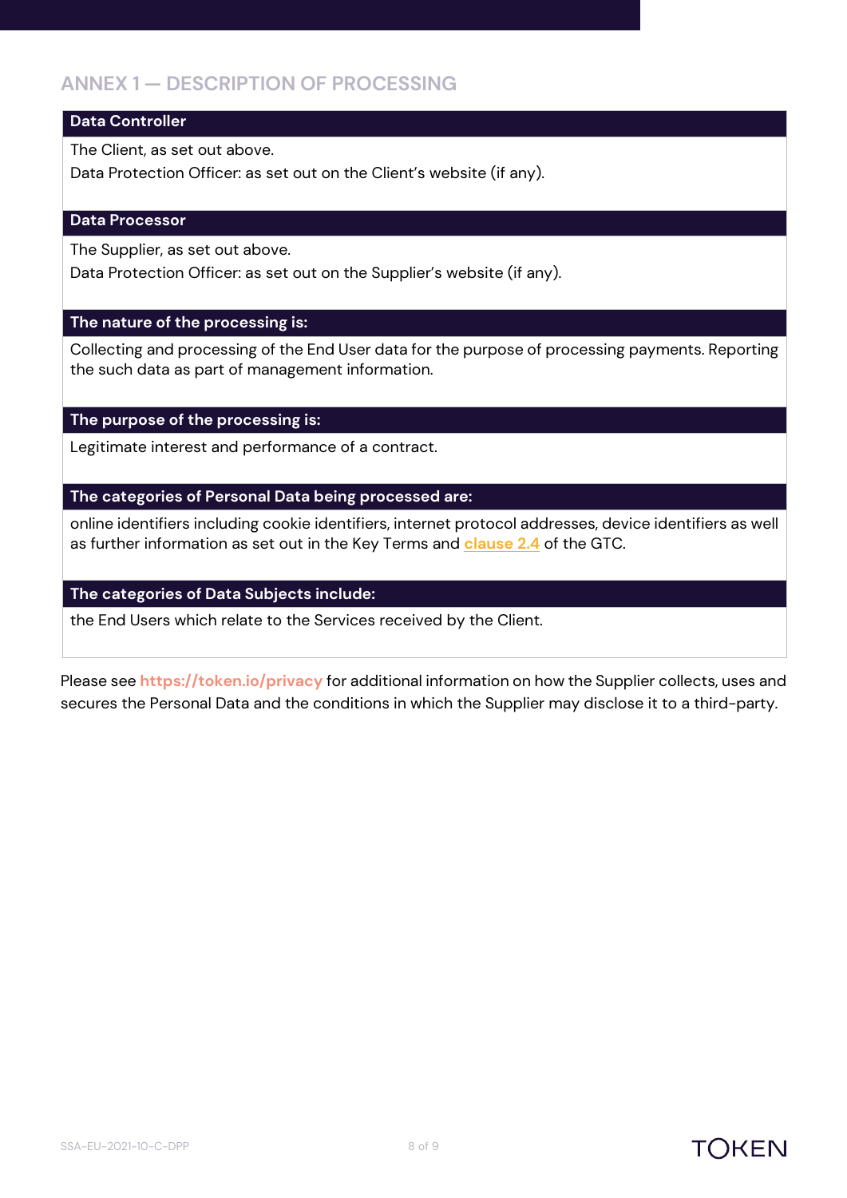## ANNEX 1 — DESCRIPTION OF PROCESSING

| Data Controller |
| --- |
| The Client, as set out above.<br>Data Protection Officer: as set out on the Client's website (if any). |
| **Data Processor** |
| The Supplier, as set out above.<br>Data Protection Officer: as set out on the Supplier's website (if any). |
| **The nature of the processing is:** |
| Collecting and processing of the End User data for the purpose of processing payments. Reporting the such data as part of management information. |
| **The purpose of the processing is:** |
| Legitimate interest and performance of a contract. |
| **The categories of Personal Data being processed are:** |
| online identifiers including cookie identifiers, internet protocol addresses, device identifiers as well as further information as set out in the Key Terms and clause 2.4 of the GTC. |
| **The categories of Data Subjects include:** |
| the End Users which relate to the Services received by the Client. |

Please see https://token.io/privacy for additional information on how the Supplier collects, uses and secures the Personal Data and the conditions in which the Supplier may disclose it to a third-party.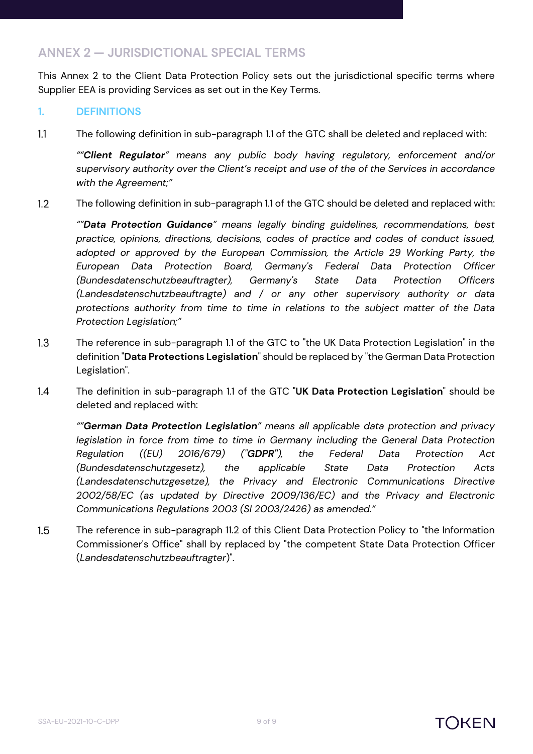## ANNEX 2 — JURISDICTIONAL SPECIAL TERMS

This Annex 2 to the Client Data Protection Policy sets out the jurisdictional specific terms where Supplier EEA is providing Services as set out in the Key Terms.

### 1. DEFINITIONS

1.1 The following definition in sub-paragraph 1.1 of the GTC shall be deleted and replaced with:

*""**Client Regulator**" means any public body having regulatory, enforcement and/or supervisory authority over the Client's receipt and use of the of the Services in accordance with the Agreement;"*

1.2 The following definition in sub-paragraph 1.1 of the GTC should be deleted and replaced with:

*""**Data Protection Guidance**" means legally binding guidelines, recommendations, best practice, opinions, directions, decisions, codes of practice and codes of conduct issued, adopted or approved by the European Commission, the Article 29 Working Party, the European Data Protection Board, Germany's Federal Data Protection Officer (Bundesdatenschutzbeauftragter), Germany's State Data Protection Officers (Landesdatenschutzbeauftragte) and / or any other supervisory authority or data protections authority from time to time in relations to the subject matter of the Data Protection Legislation;"*

1.3 The reference in sub-paragraph 1.1 of the GTC to "the UK Data Protection Legislation" in the definition "**Data Protections Legislation**" should be replaced by "the German Data Protection Legislation".

1.4 The definition in sub-paragraph 1.1 of the GTC "**UK Data Protection Legislation**" should be deleted and replaced with:

*""**German Data Protection Legislation**" means all applicable data protection and privacy legislation in force from time to time in Germany including the General Data Protection Regulation ((EU) 2016/679) ("**GDPR"**), the Federal Data Protection Act (Bundesdatenschutzgesetz), the applicable State Data Protection Acts (Landesdatenschutzgesetze), the Privacy and Electronic Communications Directive 2002/58/EC (as updated by Directive 2009/136/EC) and the Privacy and Electronic Communications Regulations 2003 (SI 2003/2426) as amended."*

1.5 The reference in sub-paragraph 11.2 of this Client Data Protection Policy to "the Information Commissioner's Office" shall by replaced by "the competent State Data Protection Officer (*Landesdatenschutzbeauftragter*)".